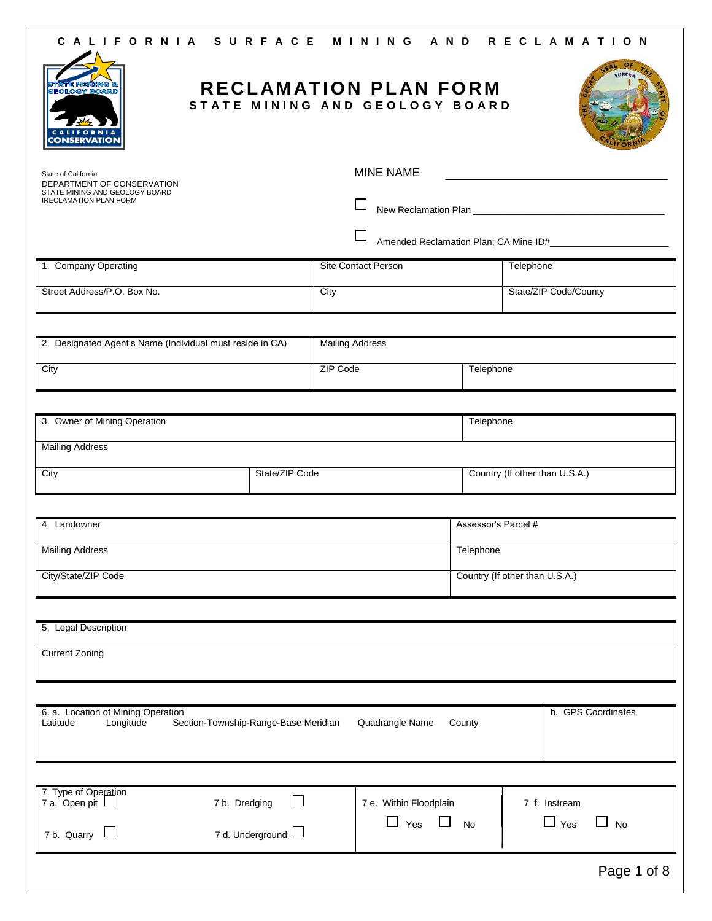# CALIFORNIA SURFACE MINING AND RECLAMATION

# RECLAMATION PLAN FORM

## STATE MINING AND GEOLOGY BOARD

State of California
DEPARTMENT OF CONSERVATION
STATE MINING AND GEOLOGY BOARD
IRECLAMATION PLAN FORM

MINE NAME ______________________

☐ New Reclamation Plan ______________________

☐ Amended Reclamation Plan; CA Mine ID#______________________

| 1. Company Operating | Site Contact Person | Telephone |
|---|---|---|
| Street Address/P.O. Box No. | City | State/ZIP Code/County |

| 2. Designated Agent's Name (Individual must reside in CA) | Mailing Address | |
|---|---|---|
| City | ZIP Code | Telephone |

| 3. Owner of Mining Operation | | Telephone |
|---|---|---|
| Mailing Address | | |
| City | State/ZIP Code | Country (If other than U.S.A.) |

| 4. Landowner | Assessor's Parcel # |
|---|---|
| Mailing Address | Telephone |
| City/State/ZIP Code | Country (If other than U.S.A.) |

| 5. Legal Description |
|---|
| Current Zoning |

| 6. a. Location of Mining Operation | | | | | b. GPS Coordinates |
|---|---|---|---|---|---|
| Latitude | Longitude | Section-Township-Range-Base Meridian | Quadrangle Name | County | |

| 7. Type of Operation | | 7 e. Within Floodplain | 7 f. Instream |
|---|---|---|---|
| 7 a. Open pit ☐ | 7 b. Dredging ☐ | ☐ Yes ☐ No | ☐ Yes ☐ No |
| 7 b. Quarry ☐ | 7 d. Underground ☐ | | |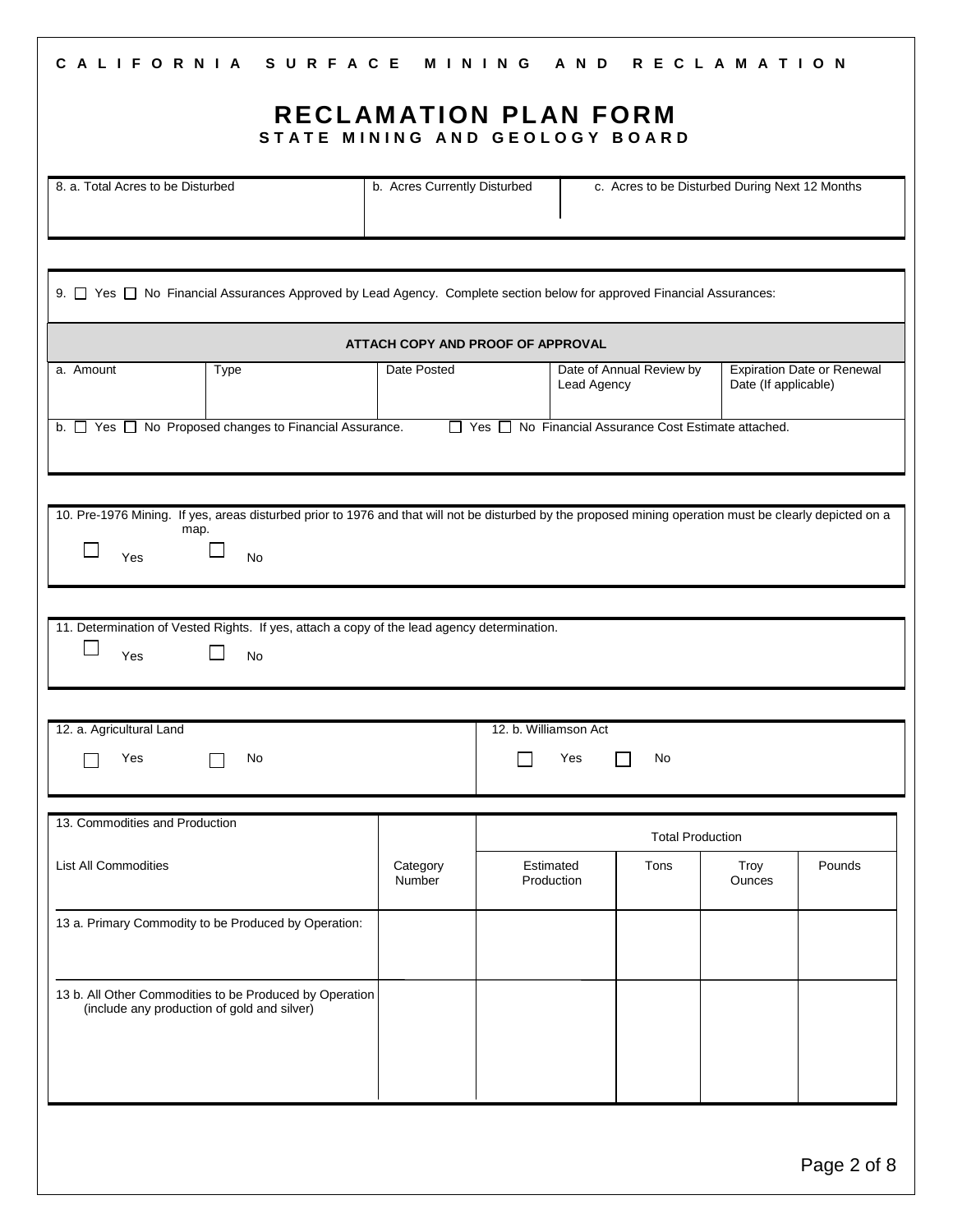C A L I F O R N I A   S U R F A C E   M I N I N G   A N D   R E C L A M A T I O N

# RECLAMATION PLAN FORM

## STATE MINING AND GEOLOGY BOARD

| 8. a. Total Acres to be Disturbed | b. Acres Currently Disturbed | c. Acres to be Disturbed During Next 12 Months |
|---|---|---|
| | | |

9. ☐ Yes ☐ No Financial Assurances Approved by Lead Agency. Complete section below for approved Financial Assurances:

**ATTACH COPY AND PROOF OF APPROVAL**

| a. Amount | Type | Date Posted | Date of Annual Review by Lead Agency | Expiration Date or Renewal Date (If applicable) |
|---|---|---|---|---|
| | | | | |

b. ☐ Yes ☐ No Proposed changes to Financial Assurance. ☐ Yes ☐ No Financial Assurance Cost Estimate attached.

10. Pre-1976 Mining. If yes, areas disturbed prior to 1976 and that will not be disturbed by the proposed mining operation must be clearly depicted on a map.

☐ Yes ☐ No

11. Determination of Vested Rights. If yes, attach a copy of the lead agency determination.

☐ Yes ☐ No

| 12. a. Agricultural Land | 12. b. Williamson Act |
|---|---|
| ☐ Yes ☐ No | ☐ Yes ☐ No |

| 13. Commodities and Production | | Total Production | | | |
|---|---|---|---|---|---|
| List All Commodities | Category Number | Estimated Production | Tons | Troy Ounces | Pounds |
| 13 a. Primary Commodity to be Produced by Operation: | | | | | |
| 13 b. All Other Commodities to be Produced by Operation (include any production of gold and silver) | | | | | |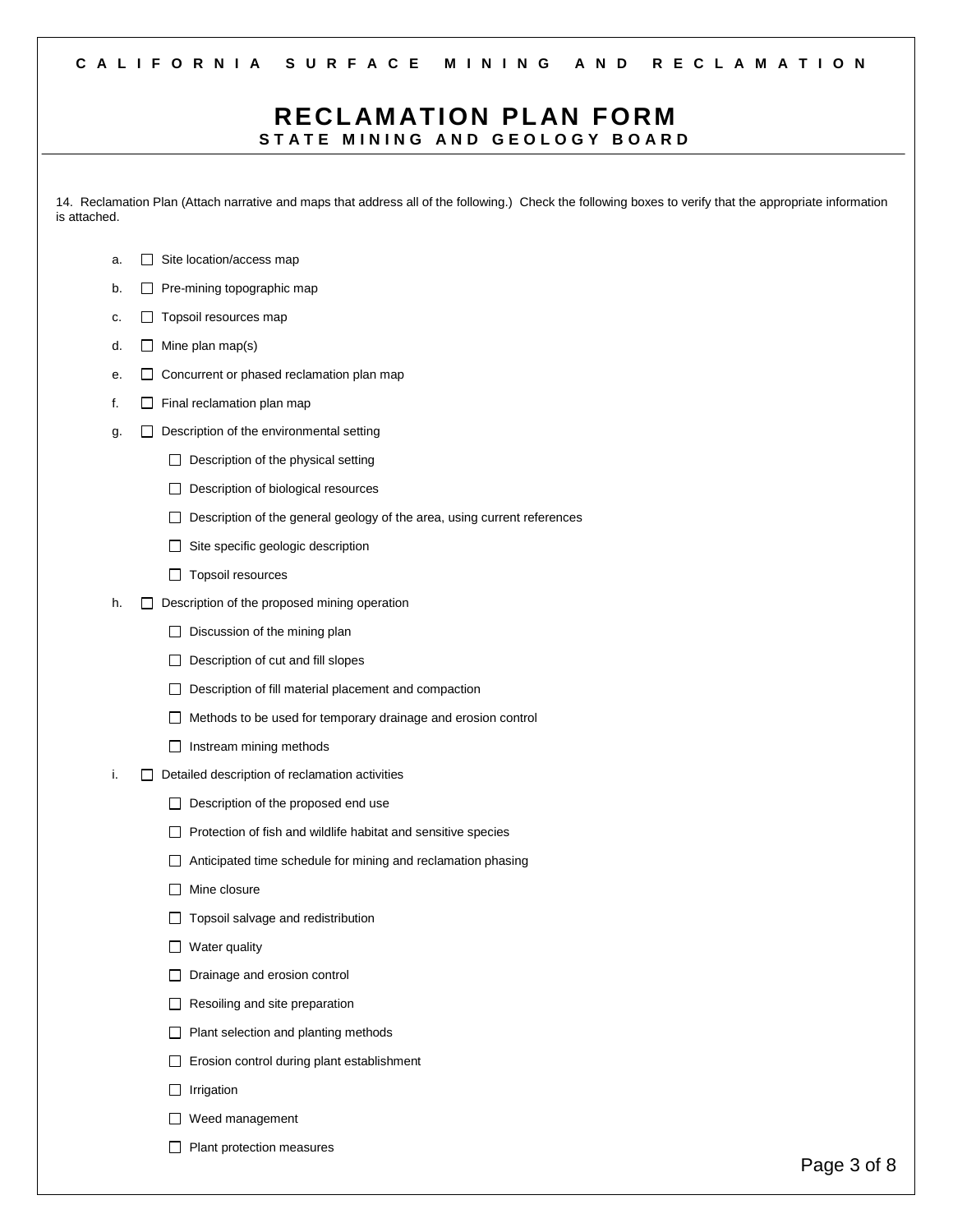CALIFORNIA SURFACE MINING AND RECLAMATION

# RECLAMATION PLAN FORM

## STATE MINING AND GEOLOGY BOARD

14. Reclamation Plan (Attach narrative and maps that address all of the following.) Check the following boxes to verify that the appropriate information is attached.

a. ☐ Site location/access map

b. ☐ Pre-mining topographic map

c. ☐ Topsoil resources map

d. ☐ Mine plan map(s)

e. ☐ Concurrent or phased reclamation plan map

f. ☐ Final reclamation plan map

g. ☐ Description of the environmental setting

- ☐ Description of the physical setting
- ☐ Description of biological resources
- ☐ Description of the general geology of the area, using current references
- ☐ Site specific geologic description
- ☐ Topsoil resources

h. ☐ Description of the proposed mining operation

- ☐ Discussion of the mining plan
- ☐ Description of cut and fill slopes
- ☐ Description of fill material placement and compaction
- ☐ Methods to be used for temporary drainage and erosion control
- ☐ Instream mining methods

i. ☐ Detailed description of reclamation activities

- ☐ Description of the proposed end use
- ☐ Protection of fish and wildlife habitat and sensitive species
- ☐ Anticipated time schedule for mining and reclamation phasing
- ☐ Mine closure
- ☐ Topsoil salvage and redistribution
- ☐ Water quality
- ☐ Drainage and erosion control
- ☐ Resoiling and site preparation
- ☐ Plant selection and planting methods
- ☐ Erosion control during plant establishment
- ☐ Irrigation
- ☐ Weed management
- ☐ Plant protection measures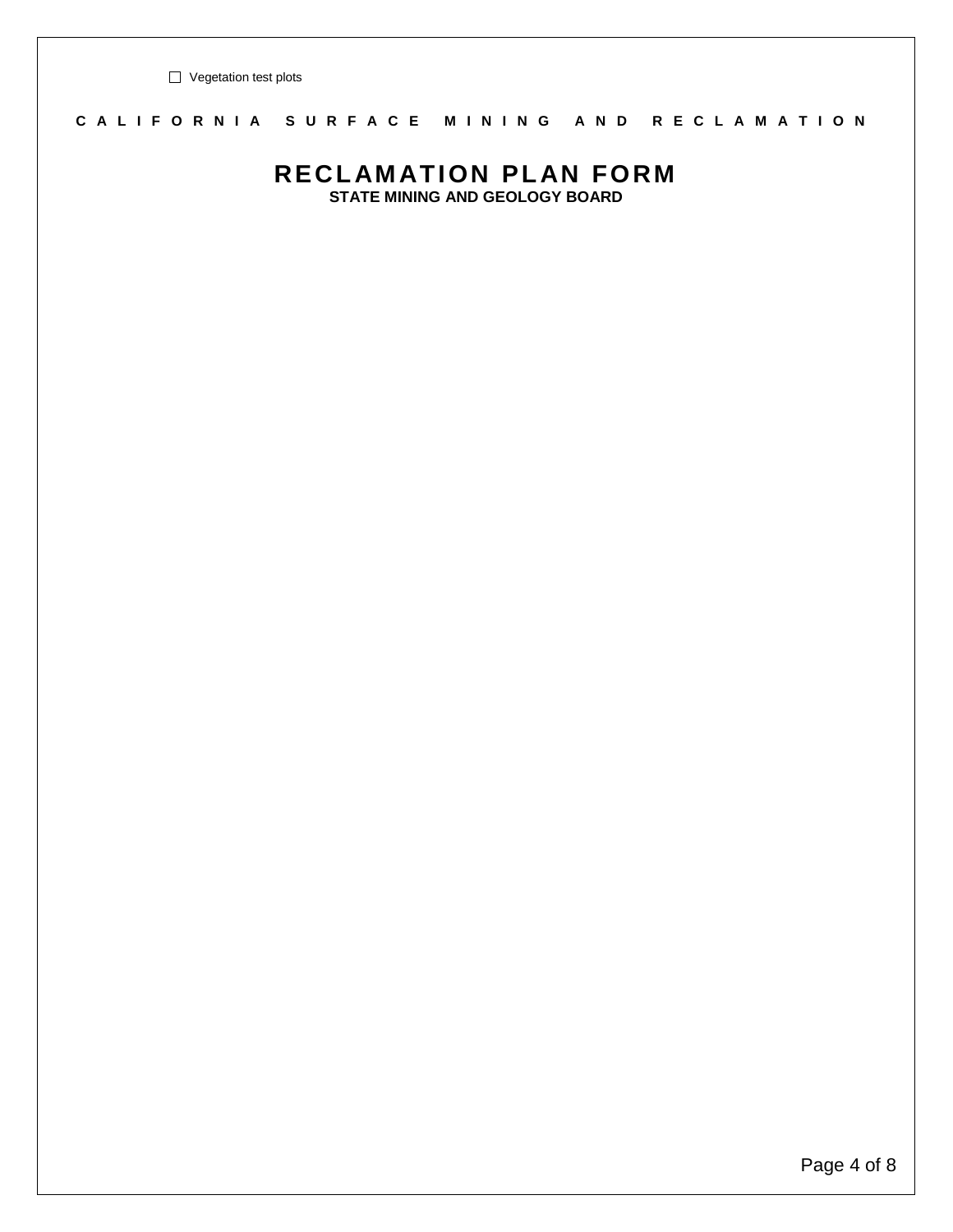- [ ] Vegetation test plots

C A L I F O R N I A   S U R F A C E   M I N I N G   A N D   R E C L A M A T I O N

# RECLAMATION PLAN FORM

**STATE MINING AND GEOLOGY BOARD**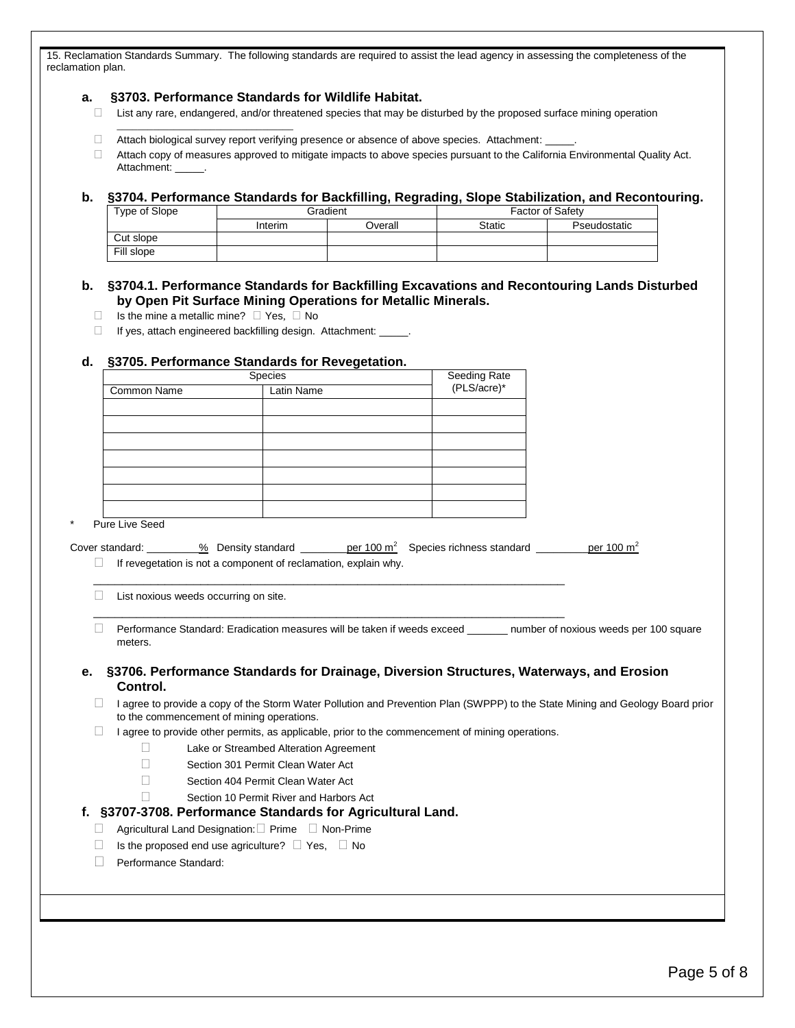15. Reclamation Standards Summary. The following standards are required to assist the lead agency in assessing the completeness of the reclamation plan.

### a. §3703. Performance Standards for Wildlife Habitat.

- ☐ List any rare, endangered, and/or threatened species that may be disturbed by the proposed surface mining operation
  ______________________________
- ☐ Attach biological survey report verifying presence or absence of above species. Attachment: _____.
- ☐ Attach copy of measures approved to mitigate impacts to above species pursuant to the California Environmental Quality Act. Attachment: _____.

### b. §3704. Performance Standards for Backfilling, Regrading, Slope Stabilization, and Recontouring.

| Type of Slope | Gradient | | Factor of Safety | |
|---|---|---|---|---|
| | Interim | Overall | Static | Pseudostatic |
| Cut slope | | | | |
| Fill slope | | | | |

### b. §3704.1. Performance Standards for Backfilling Excavations and Recontouring Lands Disturbed by Open Pit Surface Mining Operations for Metallic Minerals.

- ☐ Is the mine a metallic mine? ☐ Yes, ☐ No
- ☐ If yes, attach engineered backfilling design. Attachment: _____.

### d. §3705. Performance Standards for Revegetation.

| Species | | Seeding Rate (PLS/acre)* |
|---|---|---|
| Common Name | Latin Name | |
| | | |
| | | |
| | | |
| | | |
| | | |
| | | |
| | | |

\* Pure Live Seed

Cover standard: ________% Density standard ________per 100 $m^2$ Species richness standard ________per 100 $m^2$

- ☐ If revegetation is not a component of reclamation, explain why.
  ______________________________________________________________________________
- ☐ List noxious weeds occurring on site.
  ______________________________________________________________________________
- ☐ Performance Standard: Eradication measures will be taken if weeds exceed _______ number of noxious weeds per 100 square meters.

### e. §3706. Performance Standards for Drainage, Diversion Structures, Waterways, and Erosion Control.

- ☐ I agree to provide a copy of the Storm Water Pollution and Prevention Plan (SWPPP) to the State Mining and Geology Board prior to the commencement of mining operations.
- ☐ I agree to provide other permits, as applicable, prior to the commencement of mining operations.
  - ☐ Lake or Streambed Alteration Agreement
  - ☐ Section 301 Permit Clean Water Act
  - ☐ Section 404 Permit Clean Water Act
  - ☐ Section 10 Permit River and Harbors Act

### f. §3707-3708. Performance Standards for Agricultural Land.

- ☐ Agricultural Land Designation: ☐ Prime ☐ Non-Prime
- ☐ Is the proposed end use agriculture? ☐ Yes, ☐ No
- ☐ Performance Standard: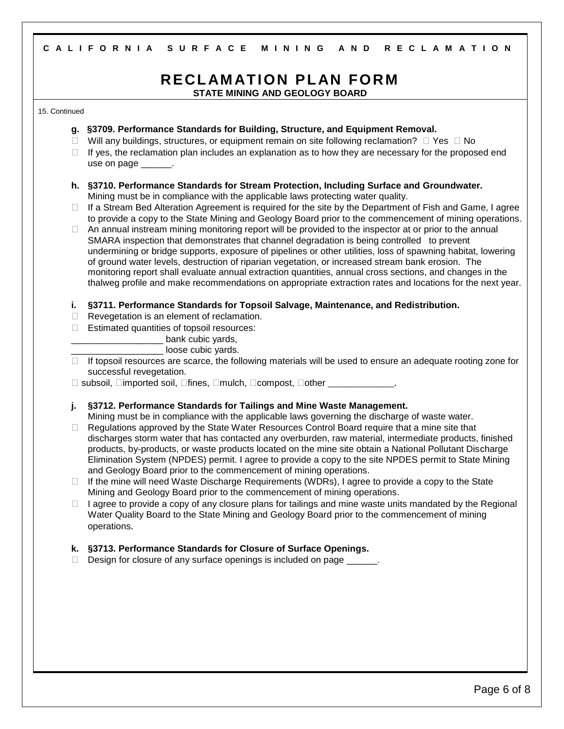C A L I F O R N I A   S U R F A C E   M I N I N G   A N D   R E C L A M A T I O N

# RECLAMATION PLAN FORM

**STATE MINING AND GEOLOGY BOARD**

15. Continued

**g. §3709. Performance Standards for Building, Structure, and Equipment Removal.**

- ☐ Will any buildings, structures, or equipment remain on site following reclamation? ☐ Yes ☐ No
- ☐ If yes, the reclamation plan includes an explanation as to how they are necessary for the proposed end use on page ______.

**h. §3710. Performance Standards for Stream Protection, Including Surface and Groundwater.**

Mining must be in compliance with the applicable laws protecting water quality.

- ☐ If a Stream Bed Alteration Agreement is required for the site by the Department of Fish and Game, I agree to provide a copy to the State Mining and Geology Board prior to the commencement of mining operations.
- ☐ An annual instream mining monitoring report will be provided to the inspector at or prior to the annual SMARA inspection that demonstrates that channel degradation is being controlled to prevent undermining or bridge supports, exposure of pipelines or other utilities, loss of spawning habitat, lowering of ground water levels, destruction of riparian vegetation, or increased stream bank erosion. The monitoring report shall evaluate annual extraction quantities, annual cross sections, and changes in the thalweg profile and make recommendations on appropriate extraction rates and locations for the next year.

**i. §3711. Performance Standards for Topsoil Salvage, Maintenance, and Redistribution.**

- ☐ Revegetation is an element of reclamation.
- ☐ Estimated quantities of topsoil resources:

__________________ bank cubic yards,

__________________ loose cubic yards.

- ☐ If topsoil resources are scarce, the following materials will be used to ensure an adequate rooting zone for successful revegetation.

☐ subsoil, ☐imported soil, ☐fines, ☐mulch, ☐compost, ☐other _____________.

**j. §3712. Performance Standards for Tailings and Mine Waste Management.**

Mining must be in compliance with the applicable laws governing the discharge of waste water.

- ☐ Regulations approved by the State Water Resources Control Board require that a mine site that discharges storm water that has contacted any overburden, raw material, intermediate products, finished products, by-products, or waste products located on the mine site obtain a National Pollutant Discharge Elimination System (NPDES) permit. I agree to provide a copy to the site NPDES permit to State Mining and Geology Board prior to the commencement of mining operations.
- ☐ If the mine will need Waste Discharge Requirements (WDRs), I agree to provide a copy to the State Mining and Geology Board prior to the commencement of mining operations.
- ☐ I agree to provide a copy of any closure plans for tailings and mine waste units mandated by the Regional Water Quality Board to the State Mining and Geology Board prior to the commencement of mining operations.

**k. §3713. Performance Standards for Closure of Surface Openings.**

- ☐ Design for closure of any surface openings is included on page ______.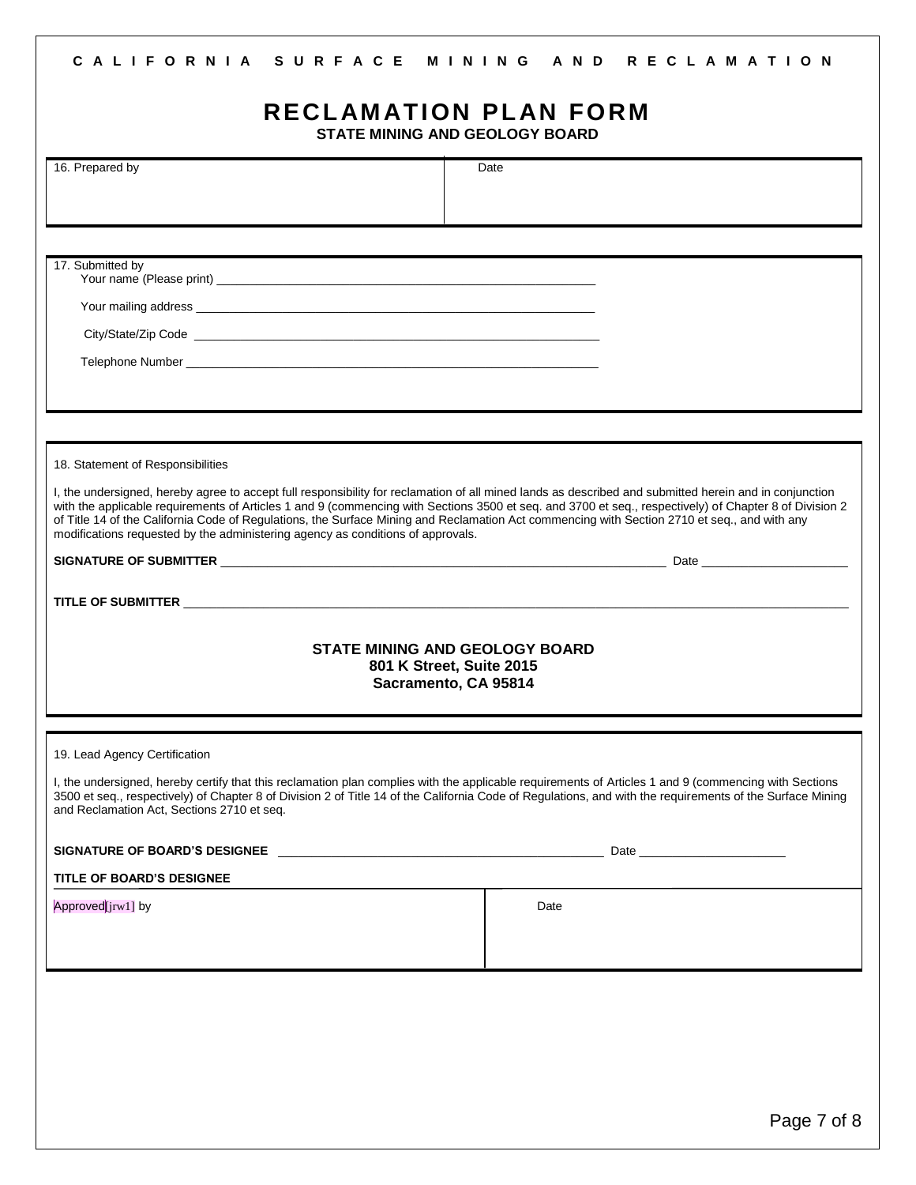C A L I F O R N I A   S U R F A C E   M I N I N G   A N D   R E C L A M A T I O N

# RECLAMATION PLAN FORM

**STATE MINING AND GEOLOGY BOARD**

| 16. Prepared by | Date |
|---|---|
| | |

17. Submitted by

Your name (Please print) ____________________________________________

Your mailing address ____________________________________________

City/State/Zip Code ____________________________________________

Telephone Number ____________________________________________

18. Statement of Responsibilities

I, the undersigned, hereby agree to accept full responsibility for reclamation of all mined lands as described and submitted herein and in conjunction with the applicable requirements of Articles 1 and 9 (commencing with Sections 3500 et seq. and 3700 et seq., respectively) of Chapter 8 of Division 2 of Title 14 of the California Code of Regulations, the Surface Mining and Reclamation Act commencing with Section 2710 et seq., and with any modifications requested by the administering agency as conditions of approvals.

**SIGNATURE OF SUBMITTER** ____________________________________________ Date ____________________

**TITLE OF SUBMITTER** ____________________________________________

**STATE MINING AND GEOLOGY BOARD**
**801 K Street, Suite 2015**
**Sacramento, CA 95814**

19. Lead Agency Certification

I, the undersigned, hereby certify that this reclamation plan complies with the applicable requirements of Articles 1 and 9 (commencing with Sections 3500 et seq., respectively) of Chapter 8 of Division 2 of Title 14 of the California Code of Regulations, and with the requirements of the Surface Mining and Reclamation Act, Sections 2710 et seq.

**SIGNATURE OF BOARD'S DESIGNEE** ____________________________________________ Date ____________________

**TITLE OF BOARD'S DESIGNEE**

| Approved[jrw1] by | Date |
|---|---|
| | |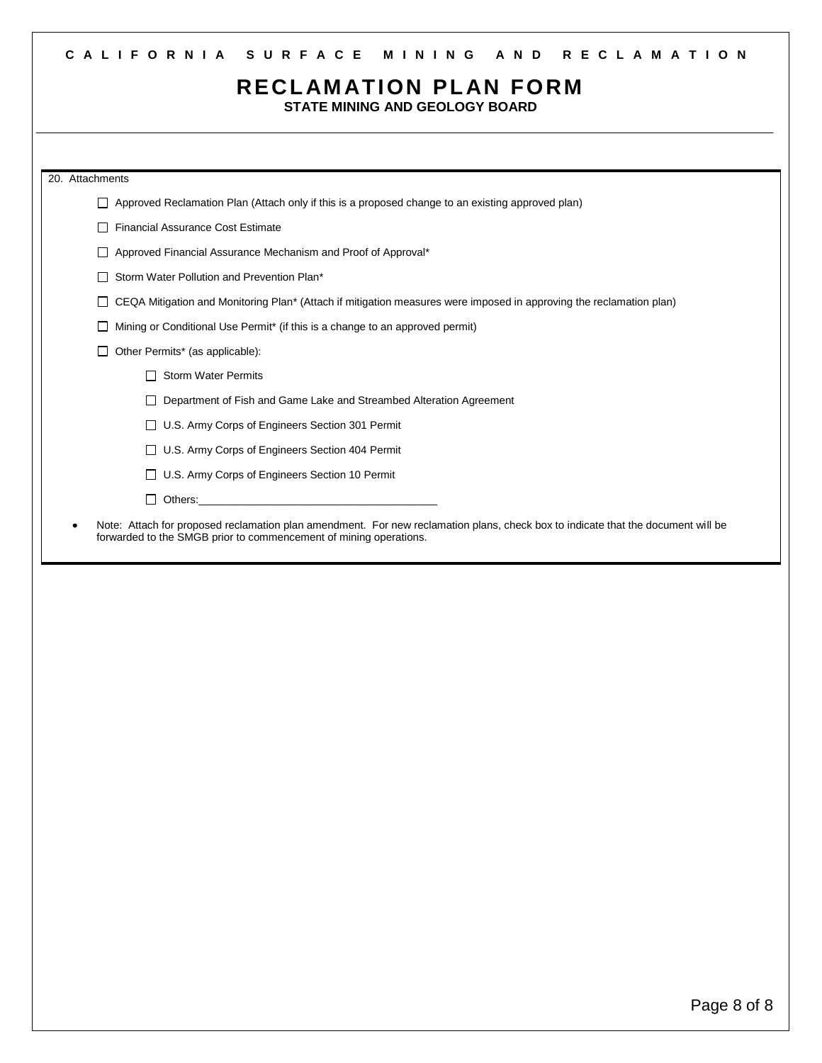CALIFORNIA SURFACE MINING AND RECLAMATION

# RECLAMATION PLAN FORM

**STATE MINING AND GEOLOGY BOARD**

20. Attachments

- ☐ Approved Reclamation Plan (Attach only if this is a proposed change to an existing approved plan)
- ☐ Financial Assurance Cost Estimate
- ☐ Approved Financial Assurance Mechanism and Proof of Approval*
- ☐ Storm Water Pollution and Prevention Plan*
- ☐ CEQA Mitigation and Monitoring Plan* (Attach if mitigation measures were imposed in approving the reclamation plan)
- ☐ Mining or Conditional Use Permit* (if this is a change to an approved permit)
- ☐ Other Permits* (as applicable):
  - ☐ Storm Water Permits
  - ☐ Department of Fish and Game Lake and Streambed Alteration Agreement
  - ☐ U.S. Army Corps of Engineers Section 301 Permit
  - ☐ U.S. Army Corps of Engineers Section 404 Permit
  - ☐ U.S. Army Corps of Engineers Section 10 Permit
  - ☐ Others:______________________________________

- Note: Attach for proposed reclamation plan amendment. For new reclamation plans, check box to indicate that the document will be forwarded to the SMGB prior to commencement of mining operations.